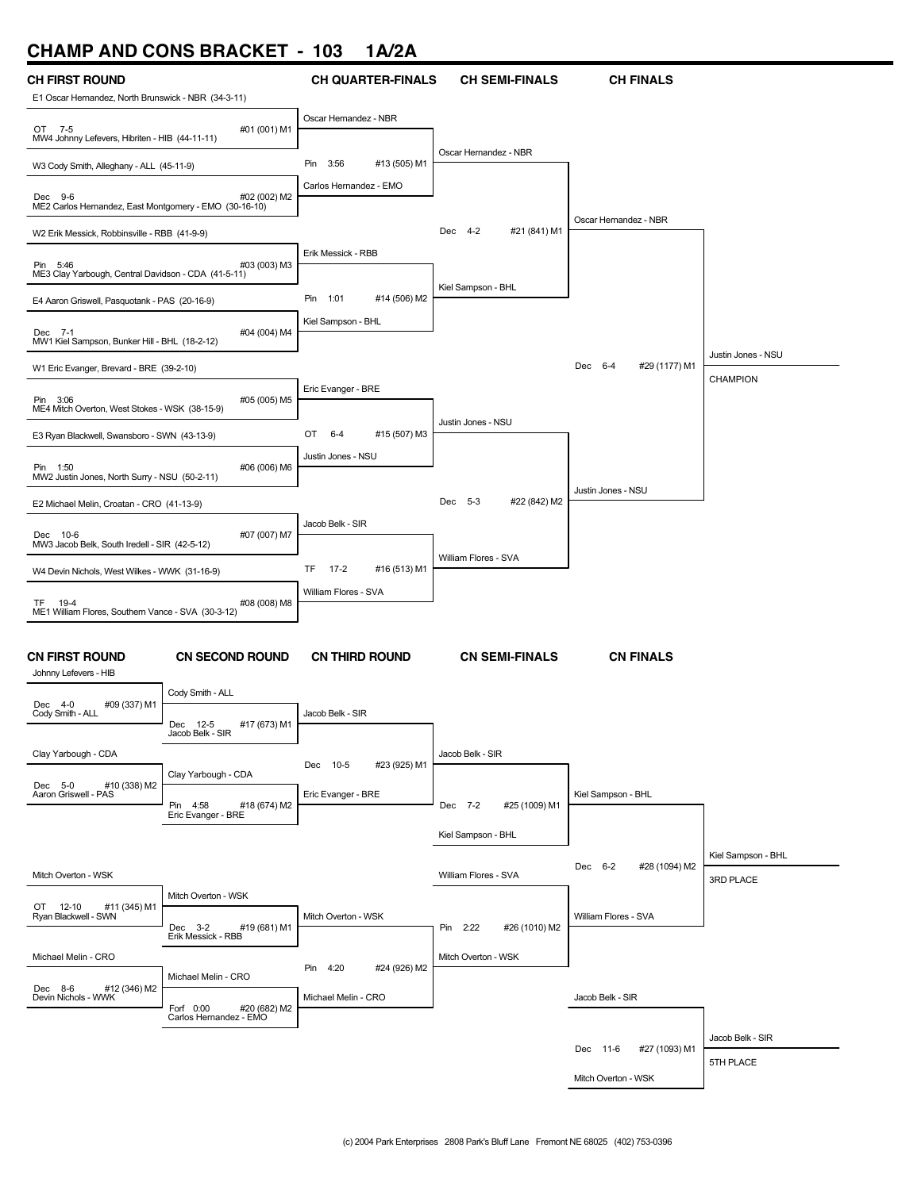# CHAMP AND CONS BRACKET - 103 1A/2A

## CH FIRST ROUND

E1 Oscar Hernandez, North Brunswick - NBR (34-3-11)
OT 7-5 #01 (001) M1
MW4 Johnny Lefevers, Hibriten - HIB (44-11-11)

W3 Cody Smith, Alleghany - ALL (45-11-9)
Dec 9-6 #02 (002) M2
ME2 Carlos Hernandez, East Montgomery - EMO (30-16-10)

W2 Erik Messick, Robbinsville - RBB (41-9-9)
Pin 5:46 #03 (003) M3
ME3 Clay Yarbough, Central Davidson - CDA (41-5-11)

E4 Aaron Griswell, Pasquotank - PAS (20-16-9)
Dec 7-1 #04 (004) M4
MW1 Kiel Sampson, Bunker Hill - BHL (18-2-12)

W1 Eric Evanger, Brevard - BRE (39-2-10)
Pin 3:06 #05 (005) M5
ME4 Mitch Overton, West Stokes - WSK (38-15-9)

E3 Ryan Blackwell, Swansboro - SWN (43-13-9)
Pin 1:50 #06 (006) M6
MW2 Justin Jones, North Surry - NSU (50-2-11)

E2 Michael Melin, Croatan - CRO (41-13-9)
Dec 10-6 #07 (007) M7
MW3 Jacob Belk, South Iredell - SIR (42-5-12)

W4 Devin Nichols, West Wilkes - WWK (31-16-9)
TF 19-4 #08 (008) M8
ME1 William Flores, Southern Vance - SVA (30-3-12)

## CH QUARTER-FINALS

Oscar Hernandez - NBR
Pin 3:56 #13 (505) M1
Carlos Hernandez - EMO

Erik Messick - RBB
Pin 1:01 #14 (506) M2
Kiel Sampson - BHL

Eric Evanger - BRE
OT 6-4 #15 (507) M3
Justin Jones - NSU

Jacob Belk - SIR
TF 17-2 #16 (513) M1
William Flores - SVA

## CH SEMI-FINALS

Oscar Hernandez - NBR
Dec 4-2 #21 (841) M1
Kiel Sampson - BHL

Justin Jones - NSU
Dec 5-3 #22 (842) M2
William Flores - SVA

## CH FINALS

Oscar Hernandez - NBR
Dec 6-4 #29 (1177) M1
Justin Jones - NSU

Justin Jones - NSU
CHAMPION

## CN FIRST ROUND

Johnny Lefevers - HIB
Dec 4-0 #09 (337) M1
Cody Smith - ALL

Clay Yarbough - CDA
Dec 5-0 #10 (338) M2
Aaron Griswell - PAS

Mitch Overton - WSK
OT 12-10 #11 (345) M1
Ryan Blackwell - SWN

Michael Melin - CRO
Dec 8-6 #12 (346) M2
Devin Nichols - WWK

## CN SECOND ROUND

Cody Smith - ALL
Dec 12-5 #17 (673) M1
Jacob Belk - SIR

Clay Yarbough - CDA
Pin 4:58 #18 (674) M2
Eric Evanger - BRE

Mitch Overton - WSK
Dec 3-2 #19 (681) M1
Erik Messick - RBB

Michael Melin - CRO
Forf 0:00 #20 (682) M2
Carlos Hernandez - EMO

## CN THIRD ROUND

Jacob Belk - SIR
Dec 10-5 #23 (925) M1
Eric Evanger - BRE

Mitch Overton - WSK
Pin 4:20 #24 (926) M2
Michael Melin - CRO

## CN SEMI-FINALS

Jacob Belk - SIR
Dec 7-2 #25 (1009) M1
Kiel Sampson - BHL

William Flores - SVA
Pin 2:22 #26 (1010) M2
Mitch Overton - WSK

## CN FINALS

Kiel Sampson - BHL
Dec 6-2 #28 (1094) M2
William Flores - SVA

Kiel Sampson - BHL
3RD PLACE

Jacob Belk - SIR
Dec 11-6 #27 (1093) M1
Mitch Overton - WSK

Jacob Belk - SIR
5TH PLACE

(c) 2004 Park Enterprises 2808 Park's Bluff Lane Fremont NE 68025 (402) 753-0396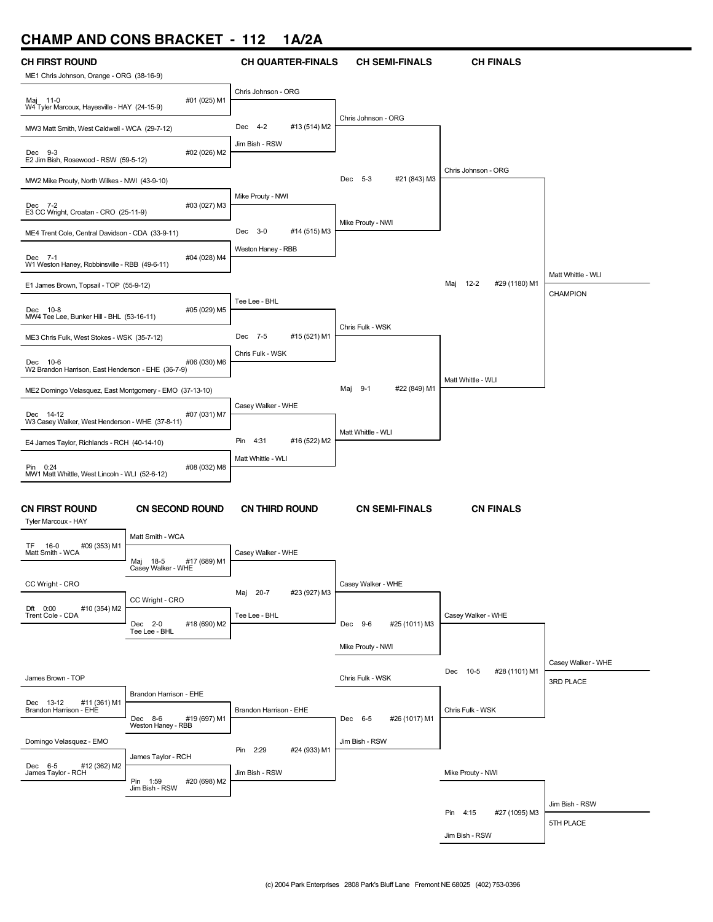# CHAMP AND CONS BRACKET - 112 1A/2A

## CH FIRST ROUND

| Wrestler 1 | Result | Wrestler 2 | Bout |
|---|---|---|---|
| ME1 Chris Johnson, Orange - ORG (38-16-9) | Maj 11-0 | W4 Tyler Marcoux, Hayesville - HAY (24-15-9) | #01 (025) M1 |
| MW3 Matt Smith, West Caldwell - WCA (29-7-12) | Dec 9-3 | E2 Jim Bish, Rosewood - RSW (59-5-12) | #02 (026) M2 |
| MW2 Mike Prouty, North Wilkes - NWI (43-9-10) | Dec 7-2 | E3 CC Wright, Croatan - CRO (25-11-9) | #03 (027) M3 |
| ME4 Trent Cole, Central Davidson - CDA (33-9-11) | Dec 7-1 | W1 Weston Haney, Robbinsville - RBB (49-6-11) | #04 (028) M4 |
| E1 James Brown, Topsail - TOP (55-9-12) | Dec 10-8 | MW4 Tee Lee, Bunker Hill - BHL (53-16-11) | #05 (029) M5 |
| ME3 Chris Fulk, West Stokes - WSK (35-7-12) | Dec 10-6 | W2 Brandon Harrison, East Henderson - EHE (36-7-9) | #06 (030) M6 |
| ME2 Domingo Velasquez, East Montgomery - EMO (37-13-10) | Dec 14-12 | W3 Casey Walker, West Henderson - WHE (37-8-11) | #07 (031) M7 |
| E4 James Taylor, Richlands - RCH (40-14-10) | Pin 0:24 | MW1 Matt Whittle, West Lincoln - WLI (52-6-12) | #08 (032) M8 |

## CH QUARTER-FINALS

| Wrestler 1 | Result | Wrestler 2 | Bout |
|---|---|---|---|
| Chris Johnson - ORG | Dec 4-2 | Jim Bish - RSW | #13 (514) M2 |
| Mike Prouty - NWI | Dec 3-0 | Weston Haney - RBB | #14 (515) M3 |
| Tee Lee - BHL | Dec 7-5 | Chris Fulk - WSK | #15 (521) M1 |
| Casey Walker - WHE | Pin 4:31 | Matt Whittle - WLI | #16 (522) M2 |

## CH SEMI-FINALS

| Wrestler 1 | Result | Wrestler 2 | Bout |
|---|---|---|---|
| Chris Johnson - ORG | Dec 5-3 | Mike Prouty - NWI | #21 (843) M3 |
| Chris Fulk - WSK | Maj 9-1 | Matt Whittle - WLI | #22 (849) M1 |

## CH FINALS

| Wrestler 1 | Result | Wrestler 2 | Bout |
|---|---|---|---|
| Chris Johnson - ORG | Maj 12-2 | Matt Whittle - WLI | #29 (1180) M1 |

**CHAMPION:** Matt Whittle - WLI

## CN FIRST ROUND

| Wrestler 1 | Result | Wrestler 2 | Bout |
|---|---|---|---|
| Tyler Marcoux - HAY | TF 16-0 | Matt Smith - WCA | #09 (353) M1 |
| CC Wright - CRO | Dft 0:00 | Trent Cole - CDA | #10 (354) M2 |
| James Brown - TOP | Dec 13-12 | Brandon Harrison - EHE | #11 (361) M1 |
| Domingo Velasquez - EMO | Dec 6-5 | James Taylor - RCH | #12 (362) M2 |

## CN SECOND ROUND

| Wrestler 1 | Result | Wrestler 2 | Bout |
|---|---|---|---|
| Matt Smith - WCA | Maj 18-5 | Casey Walker - WHE | #17 (689) M1 |
| CC Wright - CRO | Dec 2-0 | Tee Lee - BHL | #18 (690) M2 |
| Brandon Harrison - EHE | Dec 8-6 | Weston Haney - RBB | #19 (697) M1 |
| James Taylor - RCH | Pin 1:59 | Jim Bish - RSW | #20 (698) M2 |

## CN THIRD ROUND

| Wrestler 1 | Result | Wrestler 2 | Bout |
|---|---|---|---|
| Casey Walker - WHE | Maj 20-7 | Tee Lee - BHL | #23 (927) M3 |
| Brandon Harrison - EHE | Pin 2:29 | Jim Bish - RSW | #24 (933) M1 |

## CN SEMI-FINALS

| Wrestler 1 | Result | Wrestler 2 | Bout |
|---|---|---|---|
| Casey Walker - WHE | Dec 9-6 | Mike Prouty - NWI | #25 (1011) M3 |
| Chris Fulk - WSK | Dec 6-5 | Jim Bish - RSW | #26 (1017) M1 |

## CN FINALS

| Wrestler 1 | Result | Wrestler 2 | Bout |
|---|---|---|---|
| Casey Walker - WHE | Dec 10-5 | Chris Fulk - WSK | #28 (1101) M1 |
| Mike Prouty - NWI | Pin 4:15 | Jim Bish - RSW | #27 (1095) M3 |

**3RD PLACE:** Casey Walker - WHE

**5TH PLACE:** Jim Bish - RSW

(c) 2004 Park Enterprises 2808 Park's Bluff Lane Fremont NE 68025 (402) 753-0396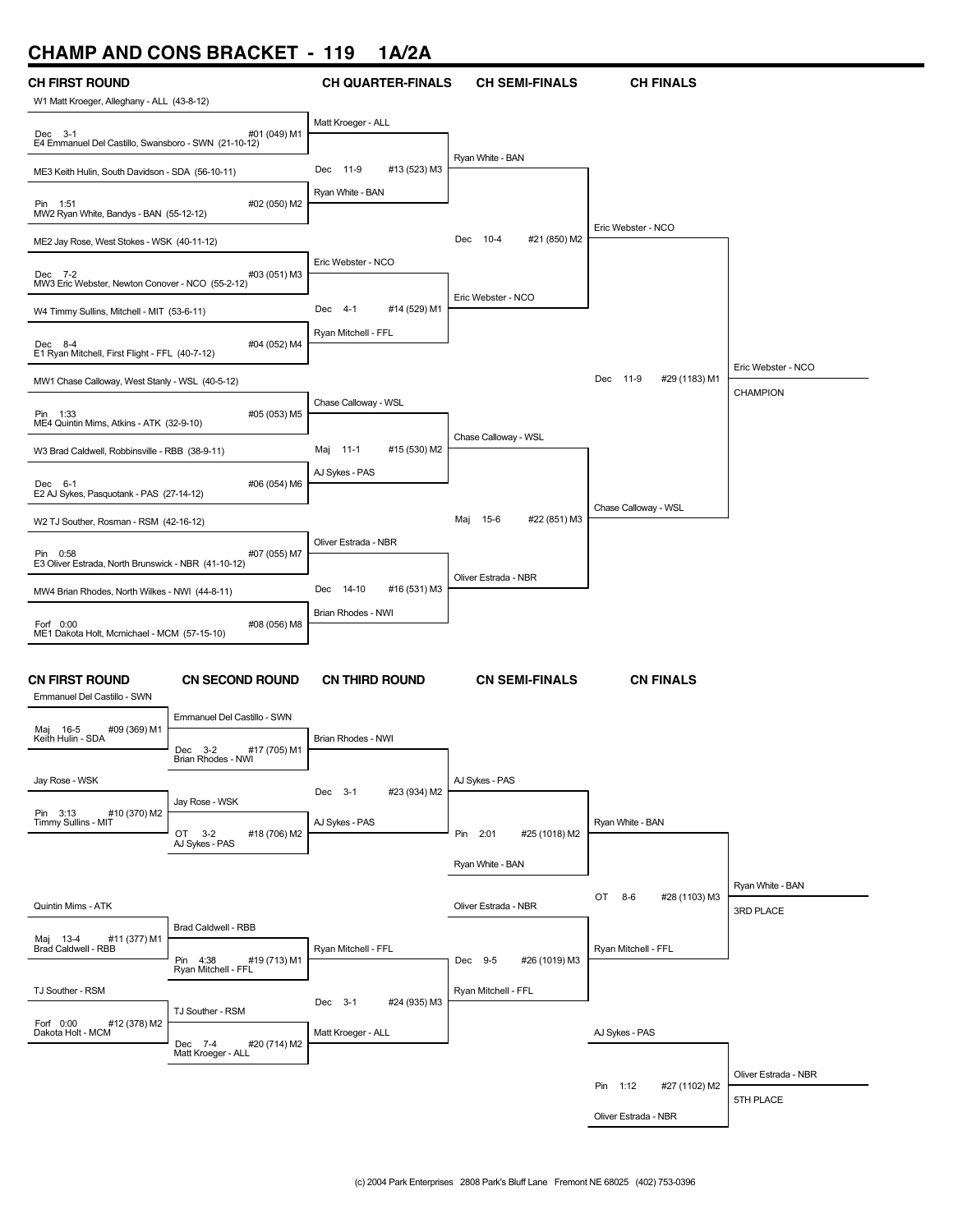# CHAMP AND CONS BRACKET - 119 1A/2A

## CH FIRST ROUND

W1 Matt Kroeger, Alleghany - ALL (43-8-12)
Dec 3-1 #01 (049) M1
E4 Emmanuel Del Castillo, Swansboro - SWN (21-10-12)

ME3 Keith Hulin, South Davidson - SDA (56-10-11)
Pin 1:51 #02 (050) M2
MW2 Ryan White, Bandys - BAN (55-12-12)

ME2 Jay Rose, West Stokes - WSK (40-11-12)
Dec 7-2 #03 (051) M3
MW3 Eric Webster, Newton Conover - NCO (55-2-12)

W4 Timmy Sullins, Mitchell - MIT (53-6-11)
Dec 8-4 #04 (052) M4
E1 Ryan Mitchell, First Flight - FFL (40-7-12)

MW1 Chase Calloway, West Stanly - WSL (40-5-12)
Pin 1:33 #05 (053) M5
ME4 Quintin Mims, Atkins - ATK (32-9-10)

W3 Brad Caldwell, Robbinsville - RBB (38-9-11)
Dec 6-1 #06 (054) M6
E2 AJ Sykes, Pasquotank - PAS (27-14-12)

W2 TJ Souther, Rosman - RSM (42-16-12)
Pin 0:58 #07 (055) M7
E3 Oliver Estrada, North Brunswick - NBR (41-10-12)

MW4 Brian Rhodes, North Wilkes - NWI (44-8-11)
Forf 0:00 #08 (056) M8
ME1 Dakota Holt, Mcmichael - MCM (57-15-10)

## CH QUARTER-FINALS

Matt Kroeger - ALL
Dec 11-9 #13 (523) M3
Ryan White - BAN

Eric Webster - NCO
Dec 4-1 #14 (529) M1
Ryan Mitchell - FFL

Chase Calloway - WSL
Maj 11-1 #15 (530) M2
AJ Sykes - PAS

Oliver Estrada - NBR
Dec 14-10 #16 (531) M3
Brian Rhodes - NWI

## CH SEMI-FINALS

Ryan White - BAN
Dec 10-4 #21 (850) M2
Eric Webster - NCO

Chase Calloway - WSL
Maj 15-6 #22 (851) M3
Oliver Estrada - NBR

## CH FINALS

Eric Webster - NCO
Dec 11-9 #29 (1183) M1
Chase Calloway - WSL

Eric Webster - NCO
CHAMPION

## CN FIRST ROUND

Emmanuel Del Castillo - SWN
Maj 16-5 #09 (369) M1
Keith Hulin - SDA

Jay Rose - WSK
Pin 3:13 #10 (370) M2
Timmy Sullins - MIT

Quintin Mims - ATK
Maj 13-4 #11 (377) M1
Brad Caldwell - RBB

TJ Souther - RSM
Forf 0:00 #12 (378) M2
Dakota Holt - MCM

## CN SECOND ROUND

Emmanuel Del Castillo - SWN
Dec 3-2 #17 (705) M1
Brian Rhodes - NWI

Jay Rose - WSK
OT 3-2 #18 (706) M2
AJ Sykes - PAS

Brad Caldwell - RBB
Pin 4:38 #19 (713) M1
Ryan Mitchell - FFL

TJ Souther - RSM
Dec 7-4 #20 (714) M2
Matt Kroeger - ALL

## CN THIRD ROUND

Brian Rhodes - NWI
Dec 3-1 #23 (934) M2
AJ Sykes - PAS

Ryan Mitchell - FFL
Dec 3-1 #24 (935) M3
Matt Kroeger - ALL

## CN SEMI-FINALS

AJ Sykes - PAS
Pin 2:01 #25 (1018) M2
Ryan White - BAN

Oliver Estrada - NBR
Dec 9-5 #26 (1019) M3
Ryan Mitchell - FFL

## CN FINALS

Ryan White - BAN
OT 8-6 #28 (1103) M3
Ryan Mitchell - FFL

Ryan White - BAN
3RD PLACE

AJ Sykes - PAS
Pin 1:12 #27 (1102) M2
Oliver Estrada - NBR

Oliver Estrada - NBR
5TH PLACE

(c) 2004 Park Enterprises 2808 Park's Bluff Lane Fremont NE 68025 (402) 753-0396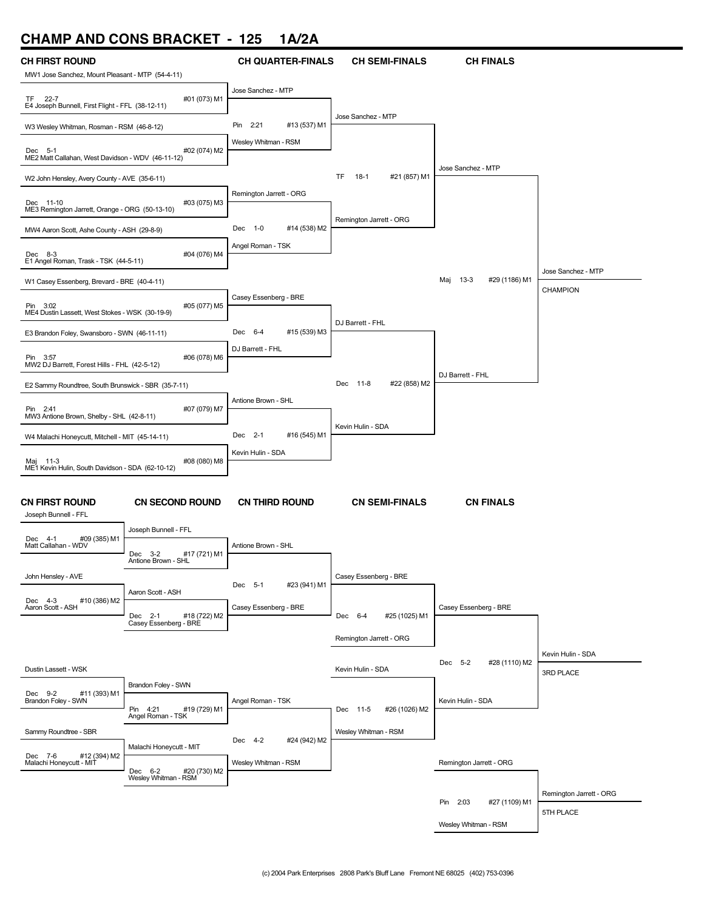# CHAMP AND CONS BRACKET - 125 1A/2A

## CH FIRST ROUND

| Match | Wrestler 1 | Wrestler 2 | Result |
|---|---|---|---|
| #01 (073) M1 | MW1 Jose Sanchez, Mount Pleasant - MTP (54-4-11) | E4 Joseph Bunnell, First Flight - FFL (38-12-11) | TF 22-7 |
| #02 (074) M2 | W3 Wesley Whitman, Rosman - RSM (46-8-12) | ME2 Matt Callahan, West Davidson - WDV (46-11-12) | Dec 5-1 |
| #03 (075) M3 | W2 John Hensley, Avery County - AVE (35-6-11) | ME3 Remington Jarrett, Orange - ORG (50-13-10) | Dec 11-10 |
| #04 (076) M4 | MW4 Aaron Scott, Ashe County - ASH (29-8-9) | E1 Angel Roman, Trask - TSK (44-5-11) | Dec 8-3 |
| #05 (077) M5 | W1 Casey Essenberg, Brevard - BRE (40-4-11) | ME4 Dustin Lassett, West Stokes - WSK (30-19-9) | Pin 3:02 |
| #06 (078) M6 | E3 Brandon Foley, Swansboro - SWN (46-11-11) | MW2 DJ Barrett, Forest Hills - FHL (42-5-12) | Pin 3:57 |
| #07 (079) M7 | E2 Sammy Roundtree, South Brunswick - SBR (35-7-11) | MW3 Antione Brown, Shelby - SHL (42-8-11) | Pin 2:41 |
| #08 (080) M8 | W4 Malachi Honeycutt, Mitchell - MIT (45-14-11) | ME1 Kevin Hulin, South Davidson - SDA (62-10-12) | Maj 11-3 |

## CH QUARTER-FINALS

| Match | Wrestler 1 | Wrestler 2 | Result |
|---|---|---|---|
| #13 (537) M1 | Jose Sanchez - MTP | Wesley Whitman - RSM | Pin 2:21 |
| #14 (538) M2 | Remington Jarrett - ORG | Angel Roman - TSK | Dec 1-0 |
| #15 (539) M3 | Casey Essenberg - BRE | DJ Barrett - FHL | Dec 6-4 |
| #16 (545) M1 | Antione Brown - SHL | Kevin Hulin - SDA | Dec 2-1 |

## CH SEMI-FINALS

| Match | Wrestler 1 | Wrestler 2 | Result |
|---|---|---|---|
| #21 (857) M1 | Jose Sanchez - MTP | Remington Jarrett - ORG | TF 18-1 |
| #22 (858) M2 | DJ Barrett - FHL | Kevin Hulin - SDA | Dec 11-8 |

## CH FINALS

| Match | Wrestler 1 | Wrestler 2 | Result |
|---|---|---|---|
| #29 (1186) M1 | Jose Sanchez - MTP | DJ Barrett - FHL | Maj 13-3 |

Jose Sanchez - MTP
CHAMPION

## CN FIRST ROUND

| Match | Wrestler 1 | Wrestler 2 | Result |
|---|---|---|---|
| #09 (385) M1 | Joseph Bunnell - FFL | Matt Callahan - WDV | Dec 4-1 |
| #10 (386) M2 | John Hensley - AVE | Aaron Scott - ASH | Dec 4-3 |
| #11 (393) M1 | Dustin Lassett - WSK | Brandon Foley - SWN | Dec 9-2 |
| #12 (394) M2 | Sammy Roundtree - SBR | Malachi Honeycutt - MIT | Dec 7-6 |

## CN SECOND ROUND

| Match | Wrestler 1 | Wrestler 2 | Result |
|---|---|---|---|
| #17 (721) M1 | Joseph Bunnell - FFL | Antione Brown - SHL | Dec 3-2 |
| #18 (722) M2 | Aaron Scott - ASH | Casey Essenberg - BRE | Dec 2-1 |
| #19 (729) M1 | Brandon Foley - SWN | Angel Roman - TSK | Pin 4:21 |
| #20 (730) M2 | Malachi Honeycutt - MIT | Wesley Whitman - RSM | Dec 6-2 |

## CN THIRD ROUND

| Match | Wrestler 1 | Wrestler 2 | Result |
|---|---|---|---|
| #23 (941) M1 | Antione Brown - SHL | Casey Essenberg - BRE | Dec 5-1 |
| #24 (942) M2 | Angel Roman - TSK | Wesley Whitman - RSM | Dec 4-2 |

## CN SEMI-FINALS

| Match | Wrestler 1 | Wrestler 2 | Result |
|---|---|---|---|
| #25 (1025) M1 | Casey Essenberg - BRE | Remington Jarrett - ORG | Dec 6-4 |
| #26 (1026) M2 | Kevin Hulin - SDA | Wesley Whitman - RSM | Dec 11-5 |

## CN FINALS

| Match | Wrestler 1 | Wrestler 2 | Result |
|---|---|---|---|
| #28 (1110) M2 | Casey Essenberg - BRE | Kevin Hulin - SDA | Dec 5-2 |

Kevin Hulin - SDA
3RD PLACE

| Match | Wrestler 1 | Wrestler 2 | Result |
|---|---|---|---|
| #27 (1109) M1 | Remington Jarrett - ORG | Wesley Whitman - RSM | Pin 2:03 |

Remington Jarrett - ORG
5TH PLACE

(c) 2004 Park Enterprises 2808 Park's Bluff Lane Fremont NE 68025 (402) 753-0396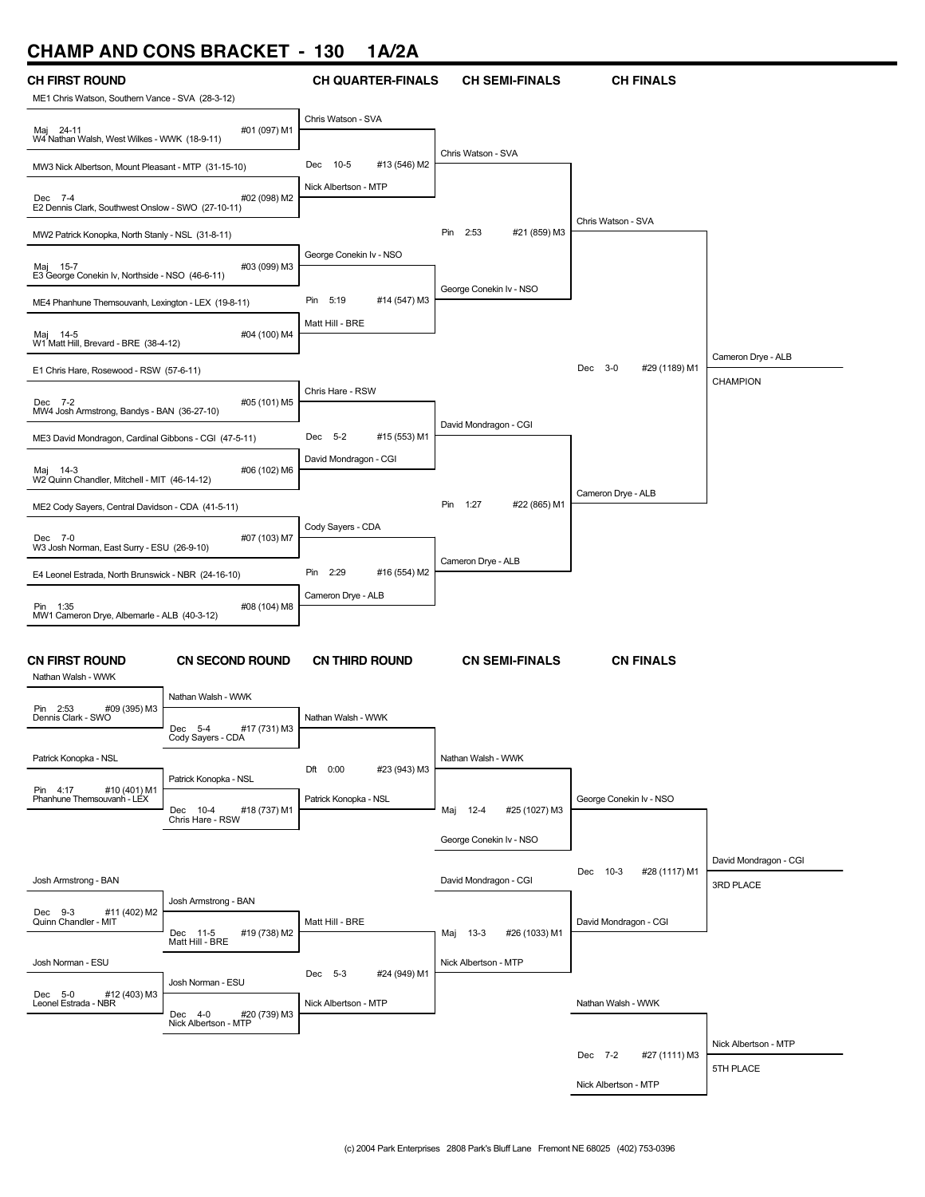# CHAMP AND CONS BRACKET - 130 1A/2A

## CH FIRST ROUND

ME1 Chris Watson, Southern Vance - SVA (28-3-12)
Maj 24-11 #01 (097) M1
W4 Nathan Walsh, West Wilkes - WWK (18-9-11)

MW3 Nick Albertson, Mount Pleasant - MTP (31-15-10)
Dec 7-4 #02 (098) M2
E2 Dennis Clark, Southwest Onslow - SWO (27-10-11)

MW2 Patrick Konopka, North Stanly - NSL (31-8-11)
Maj 15-7 #03 (099) M3
E3 George Conekin Iv, Northside - NSO (46-6-11)

ME4 Phanhune Themsouvanh, Lexington - LEX (19-8-11)
Maj 14-5 #04 (100) M4
W1 Matt Hill, Brevard - BRE (38-4-12)

E1 Chris Hare, Rosewood - RSW (57-6-11)
Dec 7-2 #05 (101) M5
MW4 Josh Armstrong, Bandys - BAN (36-27-10)

ME3 David Mondragon, Cardinal Gibbons - CGI (47-5-11)
Maj 14-3 #06 (102) M6
W2 Quinn Chandler, Mitchell - MIT (46-14-12)

ME2 Cody Sayers, Central Davidson - CDA (41-5-11)
Dec 7-0 #07 (103) M7
W3 Josh Norman, East Surry - ESU (26-9-10)

E4 Leonel Estrada, North Brunswick - NBR (24-16-10)
Pin 1:35 #08 (104) M8
MW1 Cameron Drye, Albemarle - ALB (40-3-12)

## CH QUARTER-FINALS

Chris Watson - SVA
Dec 10-5 #13 (546) M2
Nick Albertson - MTP

George Conekin Iv - NSO
Pin 5:19 #14 (547) M3
Matt Hill - BRE

Chris Hare - RSW
Dec 5-2 #15 (553) M1
David Mondragon - CGI

Cody Sayers - CDA
Pin 2:29 #16 (554) M2
Cameron Drye - ALB

## CH SEMI-FINALS

Chris Watson - SVA
Pin 2:53 #21 (859) M3
George Conekin Iv - NSO

David Mondragon - CGI
Pin 1:27 #22 (865) M1
Cameron Drye - ALB

## CH FINALS

Chris Watson - SVA
Dec 3-0 #29 (1189) M1
Cameron Drye - ALB

Cameron Drye - ALB
CHAMPION

## CN FIRST ROUND

Nathan Walsh - WWK
Pin 2:53 #09 (395) M3
Dennis Clark - SWO

Patrick Konopka - NSL
Pin 4:17 #10 (401) M1
Phanhune Themsouvanh - LEX

Josh Armstrong - BAN
Dec 9-3 #11 (402) M2
Quinn Chandler - MIT

Josh Norman - ESU
Dec 5-0 #12 (403) M3
Leonel Estrada - NBR

## CN SECOND ROUND

Nathan Walsh - WWK
Dec 5-4 #17 (731) M3
Cody Sayers - CDA

Patrick Konopka - NSL
Dec 10-4 #18 (737) M1
Chris Hare - RSW

Josh Armstrong - BAN
Dec 11-5 #19 (738) M2
Matt Hill - BRE

Josh Norman - ESU
Dec 4-0 #20 (739) M3
Nick Albertson - MTP

## CN THIRD ROUND

Nathan Walsh - WWK
Dft 0:00 #23 (943) M3
Patrick Konopka - NSL

Matt Hill - BRE
Dec 5-3 #24 (949) M1
Nick Albertson - MTP

## CN SEMI-FINALS

Nathan Walsh - WWK
Maj 12-4 #25 (1027) M3
George Conekin Iv - NSO

David Mondragon - CGI
Maj 13-3 #26 (1033) M1
Nick Albertson - MTP

## CN FINALS

George Conekin Iv - NSO
Dec 10-3 #28 (1117) M1
David Mondragon - CGI

David Mondragon - CGI
3RD PLACE

Nathan Walsh - WWK
Dec 7-2 #27 (1111) M3
Nick Albertson - MTP

Nick Albertson - MTP
5TH PLACE

(c) 2004 Park Enterprises 2808 Park's Bluff Lane Fremont NE 68025 (402) 753-0396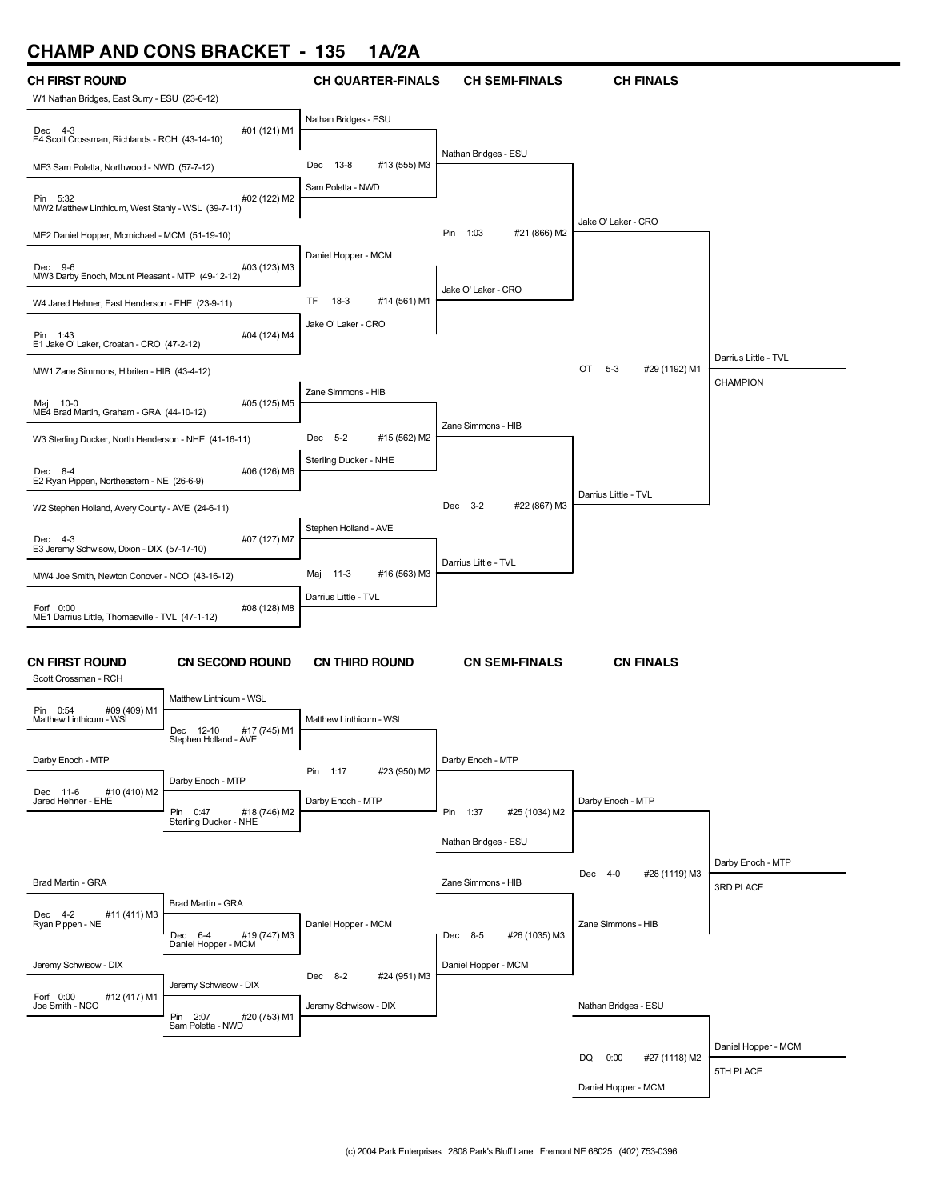# CHAMP AND CONS BRACKET - 135 1A/2A

## CH FIRST ROUND

W1 Nathan Bridges, East Surry - ESU (23-6-12)
Dec 4-3 — #01 (121) M1
E4 Scott Crossman, Richlands - RCH (43-14-10)

ME3 Sam Poletta, Northwood - NWD (57-7-12)
Pin 5:32 — #02 (122) M2
MW2 Matthew Linthicum, West Stanly - WSL (39-7-11)

ME2 Daniel Hopper, Mcmichael - MCM (51-19-10)
Dec 9-6 — #03 (123) M3
MW3 Darby Enoch, Mount Pleasant - MTP (49-12-12)

W4 Jared Hehner, East Henderson - EHE (23-9-11)
Pin 1:43 — #04 (124) M4
E1 Jake O' Laker, Croatan - CRO (47-2-12)

MW1 Zane Simmons, Hibriten - HIB (43-4-12)
Maj 10-0 — #05 (125) M5
ME4 Brad Martin, Graham - GRA (44-10-12)

W3 Sterling Ducker, North Henderson - NHE (41-16-11)
Dec 8-4 — #06 (126) M6
E2 Ryan Pippen, Northeastern - NE (26-6-9)

W2 Stephen Holland, Avery County - AVE (24-6-11)
Dec 4-3 — #07 (127) M7
E3 Jeremy Schwisow, Dixon - DIX (57-17-10)

MW4 Joe Smith, Newton Conover - NCO (43-16-12)
Forf 0:00 — #08 (128) M8
ME1 Darrius Little, Thomasville - TVL (47-1-12)

## CH QUARTER-FINALS

Nathan Bridges - ESU
Dec 13-8 — #13 (555) M3
Sam Poletta - NWD

Daniel Hopper - MCM
TF 18-3 — #14 (561) M1
Jake O' Laker - CRO

Zane Simmons - HIB
Dec 5-2 — #15 (562) M2
Sterling Ducker - NHE

Stephen Holland - AVE
Maj 11-3 — #16 (563) M3
Darrius Little - TVL

## CH SEMI-FINALS

Nathan Bridges - ESU
Pin 1:03 — #21 (866) M2
Jake O' Laker - CRO

Zane Simmons - HIB
Dec 3-2 — #22 (867) M3
Darrius Little - TVL

## CH FINALS

Jake O' Laker - CRO
OT 5-3 — #29 (1192) M1
Darrius Little - TVL

**Darrius Little - TVL — CHAMPION**

## CN FIRST ROUND

Scott Crossman - RCH
Pin 0:54 — #09 (409) M1
Matthew Linthicum - WSL

Darby Enoch - MTP
Dec 11-6 — #10 (410) M2
Jared Hehner - EHE

Brad Martin - GRA
Dec 4-2 — #11 (411) M3
Ryan Pippen - NE

Jeremy Schwisow - DIX
Forf 0:00 — #12 (417) M1
Joe Smith - NCO

## CN SECOND ROUND

Matthew Linthicum - WSL
Dec 12-10 — #17 (745) M1
Stephen Holland - AVE

Darby Enoch - MTP
Pin 0:47 — #18 (746) M2
Sterling Ducker - NHE

Brad Martin - GRA
Dec 6-4 — #19 (747) M3
Daniel Hopper - MCM

Jeremy Schwisow - DIX
Pin 2:07 — #20 (753) M1
Sam Poletta - NWD

## CN THIRD ROUND

Matthew Linthicum - WSL
Pin 1:17 — #23 (950) M2
Darby Enoch - MTP

Daniel Hopper - MCM
Dec 8-2 — #24 (951) M3
Jeremy Schwisow - DIX

## CN SEMI-FINALS

Darby Enoch - MTP
Pin 1:37 — #25 (1034) M2
Nathan Bridges - ESU

Zane Simmons - HIB
Dec 8-5 — #26 (1035) M3
Daniel Hopper - MCM

## CN FINALS

Darby Enoch - MTP
Dec 4-0 — #28 (1119) M3
Zane Simmons - HIB

**Darby Enoch - MTP — 3RD PLACE**

Nathan Bridges - ESU
DQ 0:00 — #27 (1118) M2
Daniel Hopper - MCM

**Daniel Hopper - MCM — 5TH PLACE**

(c) 2004 Park Enterprises 2808 Park's Bluff Lane Fremont NE 68025 (402) 753-0396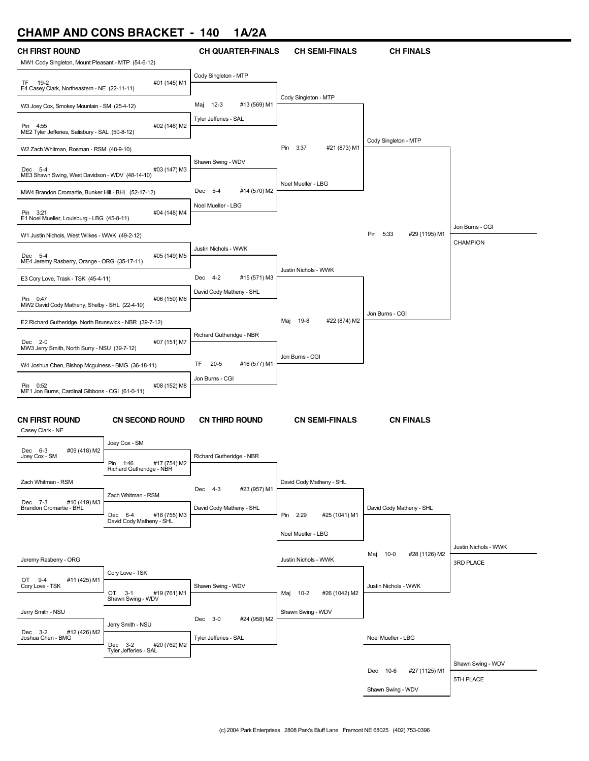# CHAMP AND CONS BRACKET - 140 1A/2A

## CH FIRST ROUND

| Match | Wrestler 1 | Wrestler 2 | Result | Bout |
|---|---|---|---|---|
| 1 | MW1 Cody Singleton, Mount Pleasant - MTP (54-6-12) | E4 Casey Clark, Northeastern - NE (22-11-11) | TF 19-2 | #01 (145) M1 |
| 2 | W3 Joey Cox, Smokey Mountain - SM (25-4-12) | ME2 Tyler Jefferies, Salisbury - SAL (50-8-12) | Pin 4:55 | #02 (146) M2 |
| 3 | W2 Zach Whitman, Rosman - RSM (48-9-10) | ME3 Shawn Swing, West Davidson - WDV (48-14-10) | Dec 5-4 | #03 (147) M3 |
| 4 | MW4 Brandon Cromartie, Bunker Hill - BHL (52-17-12) | E1 Noel Mueller, Louisburg - LBG (45-8-11) | Pin 3:21 | #04 (148) M4 |
| 5 | W1 Justin Nichols, West Wilkes - WWK (49-2-12) | ME4 Jeremy Rasberry, Orange - ORG (35-17-11) | Dec 5-4 | #05 (149) M5 |
| 6 | E3 Cory Love, Trask - TSK (45-4-11) | MW2 David Cody Matheny, Shelby - SHL (22-4-10) | Pin 0:47 | #06 (150) M6 |
| 7 | E2 Richard Gutheridge, North Brunswick - NBR (39-7-12) | MW3 Jerry Smith, North Surry - NSU (39-7-12) | Dec 2-0 | #07 (151) M7 |
| 8 | W4 Joshua Chen, Bishop Mcguiness - BMG (36-18-11) | ME1 Jon Burns, Cardinal Gibbons - CGI (61-0-11) | Pin 0:52 | #08 (152) M8 |

## CH QUARTER-FINALS

| Wrestler 1 | Wrestler 2 | Result | Bout |
|---|---|---|---|
| Cody Singleton - MTP | Tyler Jefferies - SAL | Maj 12-3 | #13 (569) M1 |
| Shawn Swing - WDV | Noel Mueller - LBG | Dec 5-4 | #14 (570) M2 |
| Justin Nichols - WWK | David Cody Matheny - SHL | Dec 4-2 | #15 (571) M3 |
| Richard Gutheridge - NBR | Jon Burns - CGI | TF 20-5 | #16 (577) M1 |

## CH SEMI-FINALS

| Wrestler 1 | Wrestler 2 | Result | Bout |
|---|---|---|---|
| Cody Singleton - MTP | Noel Mueller - LBG | Pin 3:37 | #21 (873) M1 |
| Justin Nichols - WWK | Jon Burns - CGI | Maj 19-8 | #22 (874) M2 |

## CH FINALS

| Wrestler 1 | Wrestler 2 | Result | Bout |
|---|---|---|---|
| Cody Singleton - MTP | Jon Burns - CGI | Pin 5:33 | #29 (1195) M1 |

**Jon Burns - CGI — CHAMPION**

## CN FIRST ROUND

| Wrestler 1 | Wrestler 2 | Result | Bout |
|---|---|---|---|
| Casey Clark - NE | Joey Cox - SM | Dec 6-3 | #09 (418) M2 |
| Zach Whitman - RSM | Brandon Cromartie - BHL | Dec 7-3 | #10 (419) M3 |
| Jeremy Rasberry - ORG | Cory Love - TSK | OT 9-4 | #11 (425) M1 |
| Jerry Smith - NSU | Joshua Chen - BMG | Dec 3-2 | #12 (426) M2 |

## CN SECOND ROUND

| Wrestler 1 | Wrestler 2 | Result | Bout |
|---|---|---|---|
| Joey Cox - SM | Richard Gutheridge - NBR | Pin 1:46 | #17 (754) M2 |
| Zach Whitman - RSM | David Cody Matheny - SHL | Dec 6-4 | #18 (755) M3 |
| Cory Love - TSK | Shawn Swing - WDV | OT 3-1 | #19 (761) M1 |
| Jerry Smith - NSU | Tyler Jefferies - SAL | Dec 3-2 | #20 (762) M2 |

## CN THIRD ROUND

| Wrestler 1 | Wrestler 2 | Result | Bout |
|---|---|---|---|
| Richard Gutheridge - NBR | David Cody Matheny - SHL | Dec 4-3 | #23 (957) M1 |
| Shawn Swing - WDV | Tyler Jefferies - SAL | Dec 3-0 | #24 (958) M2 |

## CN SEMI-FINALS

| Wrestler 1 | Wrestler 2 | Result | Bout |
|---|---|---|---|
| David Cody Matheny - SHL | Noel Mueller - LBG | Pin 2:29 | #25 (1041) M1 |
| Justin Nichols - WWK | Shawn Swing - WDV | Maj 10-2 | #26 (1042) M2 |

## CN FINALS

| Wrestler 1 | Wrestler 2 | Result | Bout |
|---|---|---|---|
| David Cody Matheny - SHL | Justin Nichols - WWK | Maj 10-0 | #28 (1126) M2 |
| Noel Mueller - LBG | Shawn Swing - WDV | Dec 10-6 | #27 (1125) M1 |

**Justin Nichols - WWK — 3RD PLACE**

**Shawn Swing - WDV — 5TH PLACE**

(c) 2004 Park Enterprises 2808 Park's Bluff Lane Fremont NE 68025 (402) 753-0396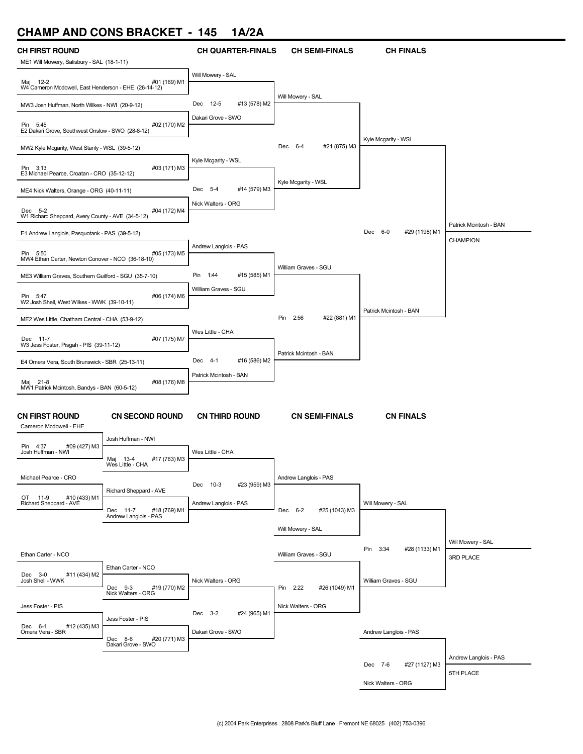# CHAMP AND CONS BRACKET - 145 1A/2A

## CH FIRST ROUND

ME1 Will Mowery, Salisbury - SAL (18-1-11)
Maj 12-2 #01 (169) M1
W4 Cameron Mcdowell, East Henderson - EHE (26-14-12)

MW3 Josh Huffman, North Wilkes - NWI (20-9-12)
Pin 5:45 #02 (170) M2
E2 Dakari Grove, Southwest Onslow - SWO (28-8-12)

MW2 Kyle Mcgarity, West Stanly - WSL (39-5-12)
Pin 3:13 #03 (171) M3
E3 Michael Pearce, Croatan - CRO (35-12-12)

ME4 Nick Walters, Orange - ORG (40-11-11)
Dec 5-2 #04 (172) M4
W1 Richard Sheppard, Avery County - AVE (34-5-12)

E1 Andrew Langlois, Pasquotank - PAS (39-5-12)
Pin 5:50 #05 (173) M5
MW4 Ethan Carter, Newton Conover - NCO (36-18-10)

ME3 William Graves, Southern Guilford - SGU (35-7-10)
Pin 5:47 #06 (174) M6
W2 Josh Shell, West Wilkes - WWK (39-10-11)

ME2 Wes Little, Chatham Central - CHA (53-9-12)
Dec 11-7 #07 (175) M7
W3 Jess Foster, Pisgah - PIS (39-11-12)

E4 Omera Vera, South Brunswick - SBR (25-13-11)
Maj 21-8 #08 (176) M8
MW1 Patrick Mcintosh, Bandys - BAN (60-5-12)

## CH QUARTER-FINALS

Will Mowery - SAL
Dec 12-5 #13 (578) M2
Dakari Grove - SWO

Kyle Mcgarity - WSL
Dec 5-4 #14 (579) M3
Nick Walters - ORG

Andrew Langlois - PAS
Pin 1:44 #15 (585) M1
William Graves - SGU

Wes Little - CHA
Dec 4-1 #16 (586) M2
Patrick Mcintosh - BAN

## CH SEMI-FINALS

Will Mowery - SAL
Dec 6-4 #21 (875) M3
Kyle Mcgarity - WSL

William Graves - SGU
Pin 2:56 #22 (881) M1
Patrick Mcintosh - BAN

## CH FINALS

Kyle Mcgarity - WSL
Dec 6-0 #29 (1198) M1
Patrick Mcintosh - BAN

Patrick Mcintosh - BAN
CHAMPION

## CN FIRST ROUND

Cameron Mcdowell - EHE
Pin 4:37 #09 (427) M3
Josh Huffman - NWI

Michael Pearce - CRO
OT 11-9 #10 (433) M1
Richard Sheppard - AVE

Ethan Carter - NCO
Dec 3-0 #11 (434) M2
Josh Shell - WWK

Jess Foster - PIS
Dec 6-1 #12 (435) M3
Omera Vera - SBR

## CN SECOND ROUND

Josh Huffman - NWI
Maj 13-4 #17 (763) M3
Wes Little - CHA

Richard Sheppard - AVE
Dec 11-7 #18 (769) M1
Andrew Langlois - PAS

Ethan Carter - NCO
Dec 9-3 #19 (770) M2
Nick Walters - ORG

Jess Foster - PIS
Dec 8-6 #20 (771) M3
Dakari Grove - SWO

## CN THIRD ROUND

Wes Little - CHA
Dec 10-3 #23 (959) M3
Andrew Langlois - PAS

Nick Walters - ORG
Dec 3-2 #24 (965) M1
Dakari Grove - SWO

## CN SEMI-FINALS

Andrew Langlois - PAS
Dec 6-2 #25 (1043) M3
Will Mowery - SAL

William Graves - SGU
Pin 2:22 #26 (1049) M1
Nick Walters - ORG

## CN FINALS

Will Mowery - SAL
Pin 3:34 #28 (1133) M1
William Graves - SGU

Will Mowery - SAL
3RD PLACE

Andrew Langlois - PAS
Dec 7-6 #27 (1127) M3
Nick Walters - ORG

Andrew Langlois - PAS
5TH PLACE

(c) 2004 Park Enterprises 2808 Park's Bluff Lane Fremont NE 68025 (402) 753-0396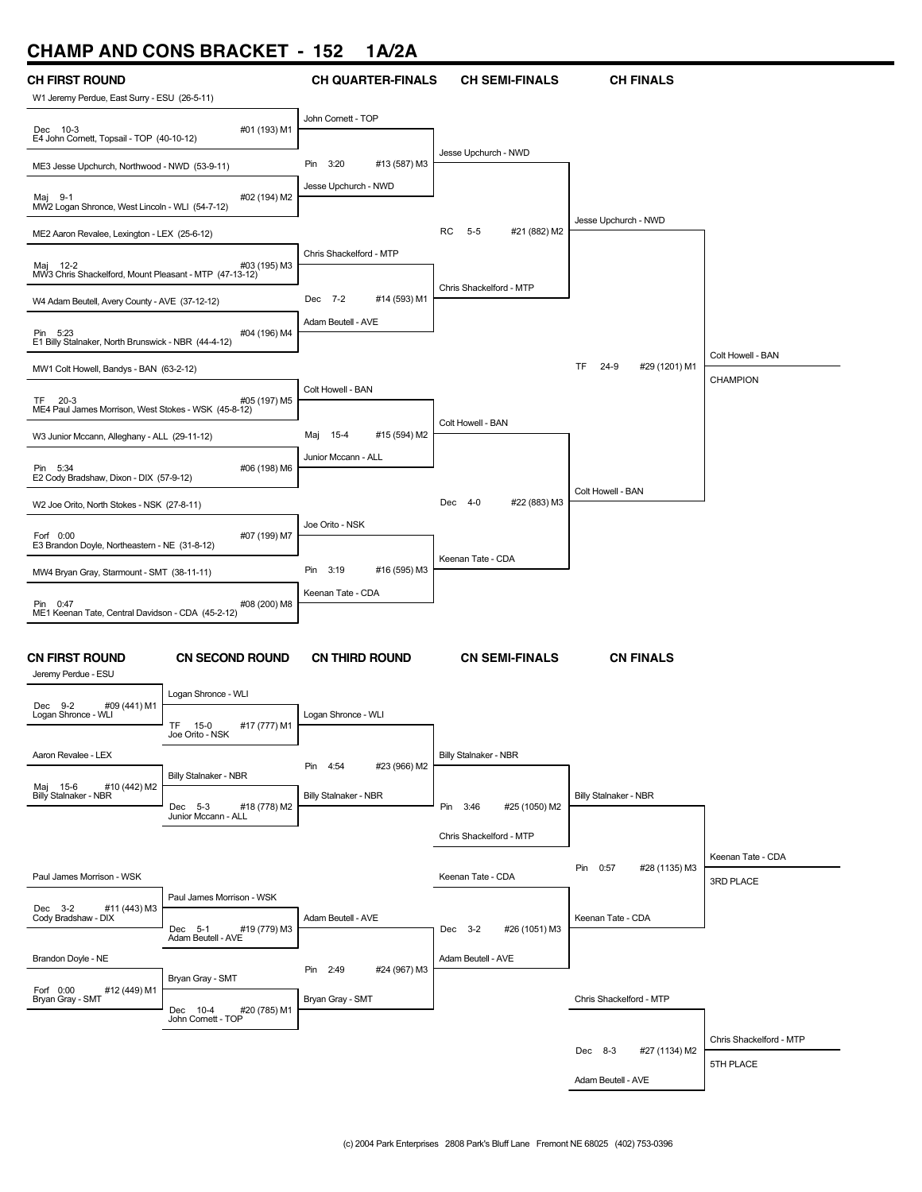# CHAMP AND CONS BRACKET - 152 1A/2A

## CH FIRST ROUND

W1 Jeremy Perdue, East Surry - ESU (26-5-11)
Dec 10-3 #01 (193) M1
E4 John Cornett, Topsail - TOP (40-10-12)

ME3 Jesse Upchurch, Northwood - NWD (53-9-11)
Maj 9-1 #02 (194) M2
MW2 Logan Shronce, West Lincoln - WLI (54-7-12)

ME2 Aaron Revalee, Lexington - LEX (25-6-12)
Maj 12-2 #03 (195) M3
MW3 Chris Shackelford, Mount Pleasant - MTP (47-13-12)

W4 Adam Beutell, Avery County - AVE (37-12-12)
Pin 5:23 #04 (196) M4
E1 Billy Stalnaker, North Brunswick - NBR (44-4-12)

MW1 Colt Howell, Bandys - BAN (63-2-12)
TF 20-3 #05 (197) M5
ME4 Paul James Morrison, West Stokes - WSK (45-8-12)

W3 Junior Mccann, Alleghany - ALL (29-11-12)
Pin 5:34 #06 (198) M6
E2 Cody Bradshaw, Dixon - DIX (57-9-12)

W2 Joe Orito, North Stokes - NSK (27-8-11)
Forf 0:00 #07 (199) M7
E3 Brandon Doyle, Northeastern - NE (31-8-12)

MW4 Bryan Gray, Starmount - SMT (38-11-11)
Pin 0:47 #08 (200) M8
ME1 Keenan Tate, Central Davidson - CDA (45-2-12)

## CH QUARTER-FINALS

John Cornett - TOP
Pin 3:20 #13 (587) M3
Jesse Upchurch - NWD

Chris Shackelford - MTP
Dec 7-2 #14 (593) M1
Adam Beutell - AVE

Colt Howell - BAN
Maj 15-4 #15 (594) M2
Junior Mccann - ALL

Joe Orito - NSK
Pin 3:19 #16 (595) M3
Keenan Tate - CDA

## CH SEMI-FINALS

Jesse Upchurch - NWD
RC 5-5 #21 (882) M2
Chris Shackelford - MTP

Colt Howell - BAN
Dec 4-0 #22 (883) M3
Keenan Tate - CDA

## CH FINALS

Jesse Upchurch - NWD
TF 24-9 #29 (1201) M1
Colt Howell - BAN

Colt Howell - BAN
CHAMPION

## CN FIRST ROUND

Jeremy Perdue - ESU
Dec 9-2 #09 (441) M1
Logan Shronce - WLI

Aaron Revalee - LEX
Maj 15-6 #10 (442) M2
Billy Stalnaker - NBR

Paul James Morrison - WSK
Dec 3-2 #11 (443) M3
Cody Bradshaw - DIX

Brandon Doyle - NE
Forf 0:00 #12 (449) M1
Bryan Gray - SMT

## CN SECOND ROUND

Logan Shronce - WLI
TF 15-0 #17 (777) M1
Joe Orito - NSK

Billy Stalnaker - NBR
Dec 5-3 #18 (778) M2
Junior Mccann - ALL

Paul James Morrison - WSK
Dec 5-1 #19 (779) M3
Adam Beutell - AVE

Bryan Gray - SMT
Dec 10-4 #20 (785) M1
John Cornett - TOP

## CN THIRD ROUND

Logan Shronce - WLI
Pin 4:54 #23 (966) M2
Billy Stalnaker - NBR

Adam Beutell - AVE
Pin 2:49 #24 (967) M3
Bryan Gray - SMT

## CN SEMI-FINALS

Billy Stalnaker - NBR
Pin 3:46 #25 (1050) M2
Chris Shackelford - MTP

Keenan Tate - CDA
Dec 3-2 #26 (1051) M3
Adam Beutell - AVE

## CN FINALS

Billy Stalnaker - NBR
Pin 0:57 #28 (1135) M3
Keenan Tate - CDA

Keenan Tate - CDA
3RD PLACE

Chris Shackelford - MTP
Dec 8-3 #27 (1134) M2
Adam Beutell - AVE

Chris Shackelford - MTP
5TH PLACE

(c) 2004 Park Enterprises 2808 Park's Bluff Lane Fremont NE 68025 (402) 753-0396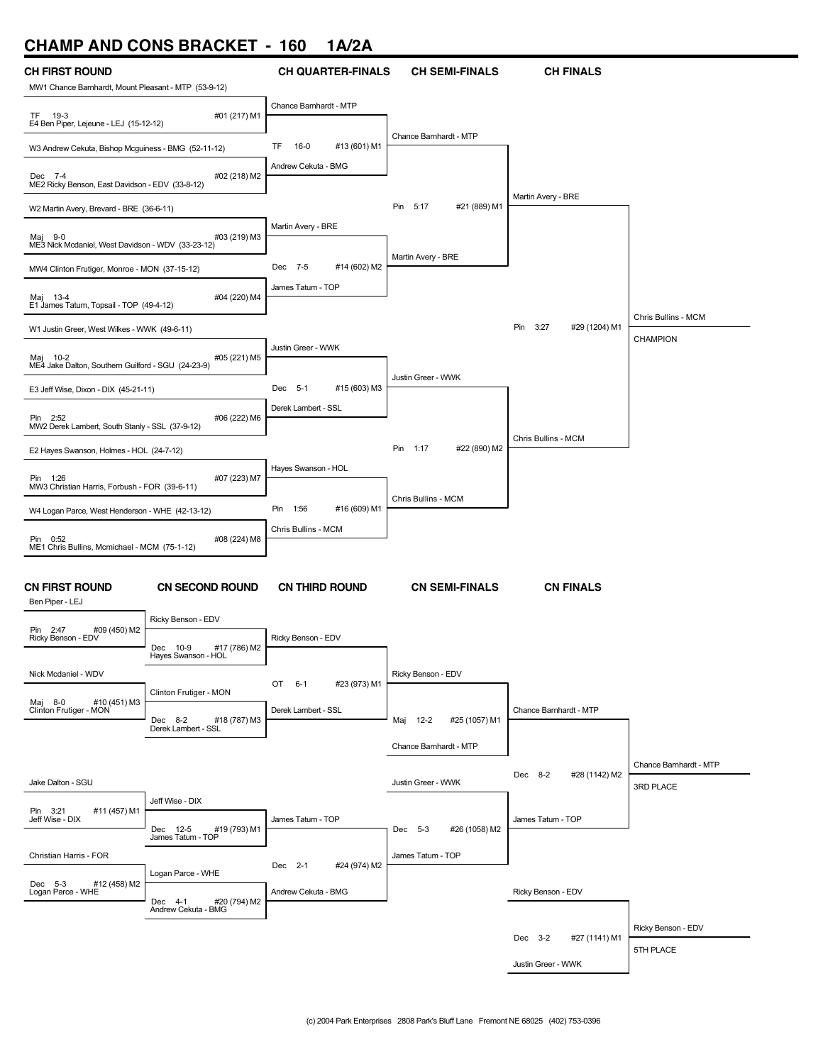# CHAMP AND CONS BRACKET - 160 1A/2A

## CH FIRST ROUND

| Bout | Wrestler 1 | Wrestler 2 | Result | Winner |
|---|---|---|---|---|
| #01 (217) M1 | MW1 Chance Barnhardt, Mount Pleasant - MTP (53-9-12) | E4 Ben Piper, Lejeune - LEJ (15-12-12) | TF 19-3 | Chance Barnhardt - MTP |
| #02 (218) M2 | W3 Andrew Cekuta, Bishop Mcguiness - BMG (52-11-12) | ME2 Ricky Benson, East Davidson - EDV (33-8-12) | Dec 7-4 | Andrew Cekuta - BMG |
| #03 (219) M3 | W2 Martin Avery, Brevard - BRE (36-6-11) | ME3 Nick Mcdaniel, West Davidson - WDV (33-23-12) | Maj 9-0 | Martin Avery - BRE |
| #04 (220) M4 | MW4 Clinton Frutiger, Monroe - MON (37-15-12) | E1 James Tatum, Topsail - TOP (49-4-12) | Maj 13-4 | James Tatum - TOP |
| #05 (221) M5 | W1 Justin Greer, West Wilkes - WWK (49-6-11) | ME4 Jake Dalton, Southern Guilford - SGU (24-23-9) | Maj 10-2 | Justin Greer - WWK |
| #06 (222) M6 | E3 Jeff Wise, Dixon - DIX (45-21-11) | MW2 Derek Lambert, South Stanly - SSL (37-9-12) | Pin 2:52 | Derek Lambert - SSL |
| #07 (223) M7 | E2 Hayes Swanson, Holmes - HOL (24-7-12) | MW3 Christian Harris, Forbush - FOR (39-6-11) | Pin 1:26 | Hayes Swanson - HOL |
| #08 (224) M8 | W4 Logan Parce, West Henderson - WHE (42-13-12) | ME1 Chris Bullins, Mcmichael - MCM (75-1-12) | Pin 0:52 | Chris Bullins - MCM |

## CH QUARTER-FINALS

| Bout | Wrestler 1 | Wrestler 2 | Result | Winner |
|---|---|---|---|---|
| #13 (601) M1 | Chance Barnhardt - MTP | Andrew Cekuta - BMG | TF 16-0 | Chance Barnhardt - MTP |
| #14 (602) M2 | Martin Avery - BRE | James Tatum - TOP | Dec 7-5 | Martin Avery - BRE |
| #15 (603) M3 | Justin Greer - WWK | Derek Lambert - SSL | Dec 5-1 | Justin Greer - WWK |
| #16 (609) M1 | Hayes Swanson - HOL | Chris Bullins - MCM | Pin 1:56 | Chris Bullins - MCM |

## CH SEMI-FINALS

| Bout | Wrestler 1 | Wrestler 2 | Result | Winner |
|---|---|---|---|---|
| #21 (889) M1 | Chance Barnhardt - MTP | Martin Avery - BRE | Pin 5:17 | Martin Avery - BRE |
| #22 (890) M2 | Justin Greer - WWK | Chris Bullins - MCM | Pin 1:17 | Chris Bullins - MCM |

## CH FINALS

| Bout | Wrestler 1 | Wrestler 2 | Result | Winner |
|---|---|---|---|---|
| #29 (1204) M1 | Martin Avery - BRE | Chris Bullins - MCM | Pin 3:27 | Chris Bullins - MCM (CHAMPION) |

## CN FIRST ROUND

| Bout | Wrestler 1 | Wrestler 2 | Result | Winner |
|---|---|---|---|---|
| #09 (450) M2 | Ben Piper - LEJ | Ricky Benson - EDV | Pin 2:47 | Ricky Benson - EDV |
| #10 (451) M3 | Nick Mcdaniel - WDV | Clinton Frutiger - MON | Maj 8-0 | Clinton Frutiger - MON |
| #11 (457) M1 | Jake Dalton - SGU | Jeff Wise - DIX | Pin 3:21 | Jeff Wise - DIX |
| #12 (458) M2 | Christian Harris - FOR | Logan Parce - WHE | Dec 5-3 | Logan Parce - WHE |

## CN SECOND ROUND

| Bout | Wrestler 1 | Wrestler 2 | Result | Winner |
|---|---|---|---|---|
| #17 (786) M2 | Ricky Benson - EDV | Hayes Swanson - HOL | Dec 10-9 | Ricky Benson - EDV |
| #18 (787) M3 | Clinton Frutiger - MON | Derek Lambert - SSL | Dec 8-2 | Derek Lambert - SSL |
| #19 (793) M1 | Jeff Wise - DIX | James Tatum - TOP | Dec 12-5 | James Tatum - TOP |
| #20 (794) M2 | Logan Parce - WHE | Andrew Cekuta - BMG | Dec 4-1 | Andrew Cekuta - BMG |

## CN THIRD ROUND

| Bout | Wrestler 1 | Wrestler 2 | Result | Winner |
|---|---|---|---|---|
| #23 (973) M1 | Ricky Benson - EDV | Derek Lambert - SSL | OT 6-1 | Ricky Benson - EDV |
| #24 (974) M2 | James Tatum - TOP | Andrew Cekuta - BMG | Dec 2-1 | James Tatum - TOP |

## CN SEMI-FINALS

| Bout | Wrestler 1 | Wrestler 2 | Result | Winner |
|---|---|---|---|---|
| #25 (1057) M1 | Ricky Benson - EDV | Chance Barnhardt - MTP | Maj 12-2 | Chance Barnhardt - MTP |
| #26 (1058) M2 | Justin Greer - WWK | James Tatum - TOP | Dec 5-3 | James Tatum - TOP |

## CN FINALS

| Bout | Wrestler 1 | Wrestler 2 | Result | Winner |
|---|---|---|---|---|
| #28 (1142) M2 | Chance Barnhardt - MTP | James Tatum - TOP | Dec 8-2 | Chance Barnhardt - MTP (3RD PLACE) |
| #27 (1141) M1 | Ricky Benson - EDV | Justin Greer - WWK | Dec 3-2 | Ricky Benson - EDV (5TH PLACE) |

(c) 2004 Park Enterprises 2808 Park's Bluff Lane Fremont NE 68025 (402) 753-0396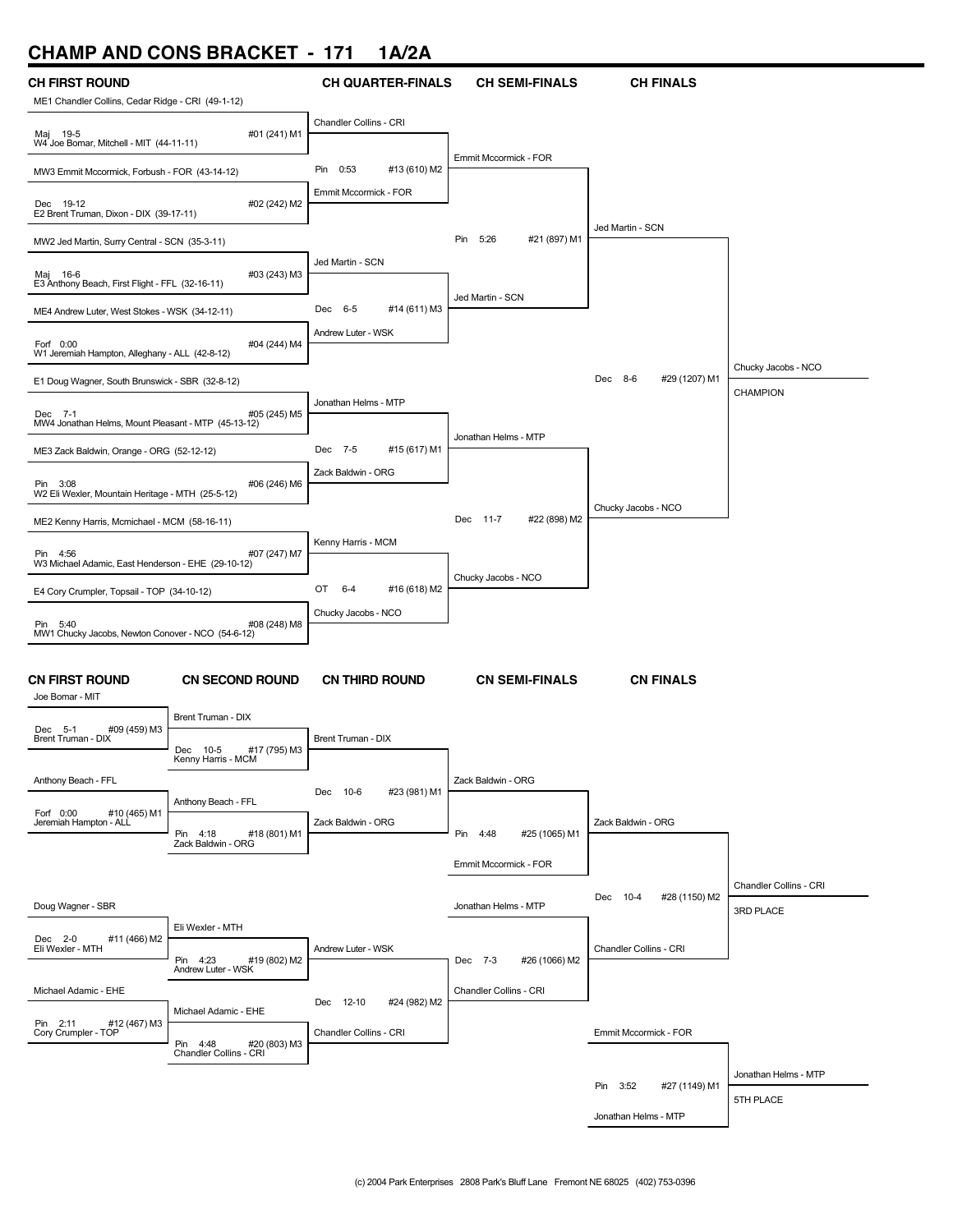# CHAMP AND CONS BRACKET - 171 1A/2A

## CH FIRST ROUND

ME1 Chandler Collins, Cedar Ridge - CRI (49-1-12)
Maj 19-5 #01 (241) M1
W4 Joe Bomar, Mitchell - MIT (44-11-11)

MW3 Emmit Mccormick, Forbush - FOR (43-14-12)
Dec 19-12 #02 (242) M2
E2 Brent Truman, Dixon - DIX (39-17-11)

MW2 Jed Martin, Surry Central - SCN (35-3-11)
Maj 16-6 #03 (243) M3
E3 Anthony Beach, First Flight - FFL (32-16-11)

ME4 Andrew Luter, West Stokes - WSK (34-12-11)
Forf 0:00 #04 (244) M4
W1 Jeremiah Hampton, Alleghany - ALL (42-8-12)

E1 Doug Wagner, South Brunswick - SBR (32-8-12)
Dec 7-1 #05 (245) M5
MW4 Jonathan Helms, Mount Pleasant - MTP (45-13-12)

ME3 Zack Baldwin, Orange - ORG (52-12-12)
Pin 3:08 #06 (246) M6
W2 Eli Wexler, Mountain Heritage - MTH (25-5-12)

ME2 Kenny Harris, Mcmichael - MCM (58-16-11)
Pin 4:56 #07 (247) M7
W3 Michael Adamic, East Henderson - EHE (29-10-12)

E4 Cory Crumpler, Topsail - TOP (34-10-12)
Pin 5:40 #08 (248) M8
MW1 Chucky Jacobs, Newton Conover - NCO (54-6-12)

## CH QUARTER-FINALS

Chandler Collins - CRI
Pin 0:53 #13 (610) M2
Emmit Mccormick - FOR

Jed Martin - SCN
Dec 6-5 #14 (611) M3
Andrew Luter - WSK

Jonathan Helms - MTP
Dec 7-5 #15 (617) M1
Zack Baldwin - ORG

Kenny Harris - MCM
OT 6-4 #16 (618) M2
Chucky Jacobs - NCO

## CH SEMI-FINALS

Emmit Mccormick - FOR
Pin 5:26 #21 (897) M1
Jed Martin - SCN

Jonathan Helms - MTP
Dec 11-7 #22 (898) M2
Chucky Jacobs - NCO

## CH FINALS

Jed Martin - SCN
Dec 8-6 #29 (1207) M1
Chucky Jacobs - NCO

Chucky Jacobs - NCO
CHAMPION

## CN FIRST ROUND

Joe Bomar - MIT
Dec 5-1 #09 (459) M3
Brent Truman - DIX

Anthony Beach - FFL
Forf 0:00 #10 (465) M1
Jeremiah Hampton - ALL

Doug Wagner - SBR
Dec 2-0 #11 (466) M2
Eli Wexler - MTH

Michael Adamic - EHE
Pin 2:11 #12 (467) M3
Cory Crumpler - TOP

## CN SECOND ROUND

Brent Truman - DIX
Dec 10-5 #17 (795) M3
Kenny Harris - MCM

Anthony Beach - FFL
Pin 4:18 #18 (801) M1
Zack Baldwin - ORG

Eli Wexler - MTH
Pin 4:23 #19 (802) M2
Andrew Luter - WSK

Michael Adamic - EHE
Pin 4:48 #20 (803) M3
Chandler Collins - CRI

## CN THIRD ROUND

Brent Truman - DIX
Dec 10-6 #23 (981) M1
Zack Baldwin - ORG

Andrew Luter - WSK
Dec 12-10 #24 (982) M2
Chandler Collins - CRI

## CN SEMI-FINALS

Zack Baldwin - ORG
Pin 4:48 #25 (1065) M1
Emmit Mccormick - FOR

Jonathan Helms - MTP
Dec 7-3 #26 (1066) M2
Chandler Collins - CRI

## CN FINALS

Zack Baldwin - ORG
Dec 10-4 #28 (1150) M2
Chandler Collins - CRI

Chandler Collins - CRI
3RD PLACE

Emmit Mccormick - FOR
Pin 3:52 #27 (1149) M1
Jonathan Helms - MTP

Jonathan Helms - MTP
5TH PLACE

(c) 2004 Park Enterprises 2808 Park's Bluff Lane Fremont NE 68025 (402) 753-0396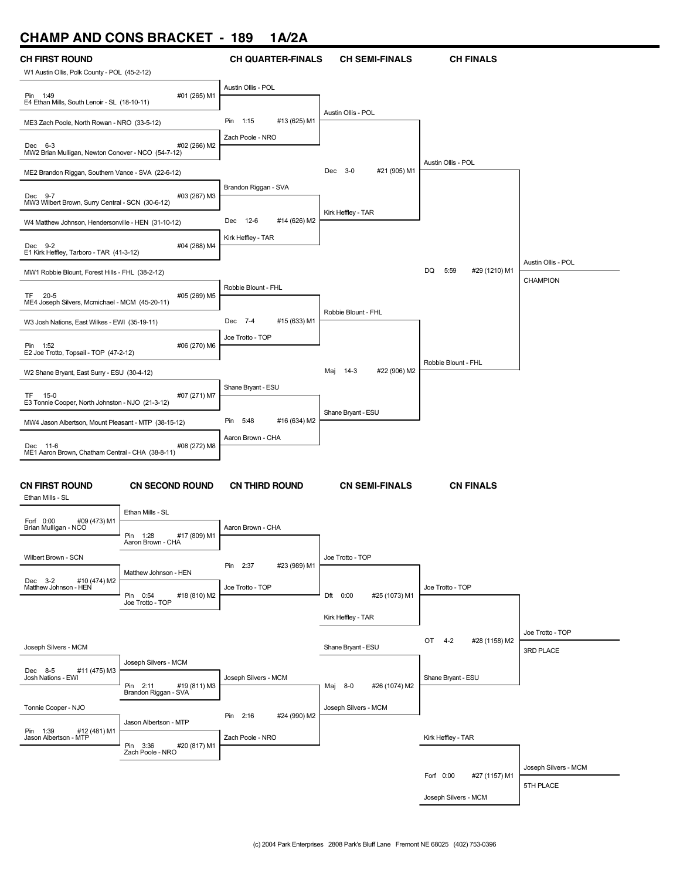# CHAMP AND CONS BRACKET - 189 1A/2A

## CH FIRST ROUND

W1 Austin Ollis, Polk County - POL (45-2-12)
Pin 1:49 — #01 (265) M1
E4 Ethan Mills, South Lenoir - SL (18-10-11)

ME3 Zach Poole, North Rowan - NRO (33-5-12)
Dec 6-3 — #02 (266) M2
MW2 Brian Mulligan, Newton Conover - NCO (54-7-12)

ME2 Brandon Riggan, Southern Vance - SVA (22-6-12)
Dec 9-7 — #03 (267) M3
MW3 Wilbert Brown, Surry Central - SCN (30-6-12)

W4 Matthew Johnson, Hendersonville - HEN (31-10-12)
Dec 9-2 — #04 (268) M4
E1 Kirk Heffley, Tarboro - TAR (41-3-12)

MW1 Robbie Blount, Forest Hills - FHL (38-2-12)
TF 20-5 — #05 (269) M5
ME4 Joseph Silvers, Mcmichael - MCM (45-20-11)

W3 Josh Nations, East Wilkes - EWI (35-19-11)
Pin 1:52 — #06 (270) M6
E2 Joe Trotto, Topsail - TOP (47-2-12)

W2 Shane Bryant, East Surry - ESU (30-4-12)
TF 15-0 — #07 (271) M7
E3 Tonnie Cooper, North Johnston - NJO (21-3-12)

MW4 Jason Albertson, Mount Pleasant - MTP (38-15-12)
Dec 11-6 — #08 (272) M8
ME1 Aaron Brown, Chatham Central - CHA (38-8-11)

## CH QUARTER-FINALS

Austin Ollis - POL
Pin 1:15 — #13 (625) M1
Zach Poole - NRO

Brandon Riggan - SVA
Dec 12-6 — #14 (626) M2
Kirk Heffley - TAR

Robbie Blount - FHL
Dec 7-4 — #15 (633) M1
Joe Trotto - TOP

Shane Bryant - ESU
Pin 5:48 — #16 (634) M2
Aaron Brown - CHA

## CH SEMI-FINALS

Austin Ollis - POL
Dec 3-0 — #21 (905) M1
Kirk Heffley - TAR

Robbie Blount - FHL
Maj 14-3 — #22 (906) M2
Shane Bryant - ESU

## CH FINALS

Austin Ollis - POL
DQ 5:59 — #29 (1210) M1
Robbie Blount - FHL

Austin Ollis - POL
CHAMPION

## CN FIRST ROUND

Ethan Mills - SL
Forf 0:00 — #09 (473) M1
Brian Mulligan - NCO

Wilbert Brown - SCN
Dec 3-2 — #10 (474) M2
Matthew Johnson - HEN

Joseph Silvers - MCM
Dec 8-5 — #11 (475) M3
Josh Nations - EWI

Tonnie Cooper - NJO
Pin 1:39 — #12 (481) M1
Jason Albertson - MTP

## CN SECOND ROUND

Ethan Mills - SL
Pin 1:28 — #17 (809) M1
Aaron Brown - CHA

Matthew Johnson - HEN
Pin 0:54 — #18 (810) M2
Joe Trotto - TOP

Joseph Silvers - MCM
Pin 2:11 — #19 (811) M3
Brandon Riggan - SVA

Jason Albertson - MTP
Pin 3:36 — #20 (817) M1
Zach Poole - NRO

## CN THIRD ROUND

Aaron Brown - CHA
Pin 2:37 — #23 (989) M1
Joe Trotto - TOP

Joseph Silvers - MCM
Pin 2:16 — #24 (990) M2
Zach Poole - NRO

## CN SEMI-FINALS

Joe Trotto - TOP
Dft 0:00 — #25 (1073) M1
Kirk Heffley - TAR

Shane Bryant - ESU
Maj 8-0 — #26 (1074) M2
Joseph Silvers - MCM

## CN FINALS

Joe Trotto - TOP
OT 4-2 — #28 (1158) M2
Shane Bryant - ESU

Joe Trotto - TOP
3RD PLACE

Kirk Heffley - TAR
Forf 0:00 — #27 (1157) M1
Joseph Silvers - MCM

Joseph Silvers - MCM
5TH PLACE

(c) 2004 Park Enterprises 2808 Park's Bluff Lane Fremont NE 68025 (402) 753-0396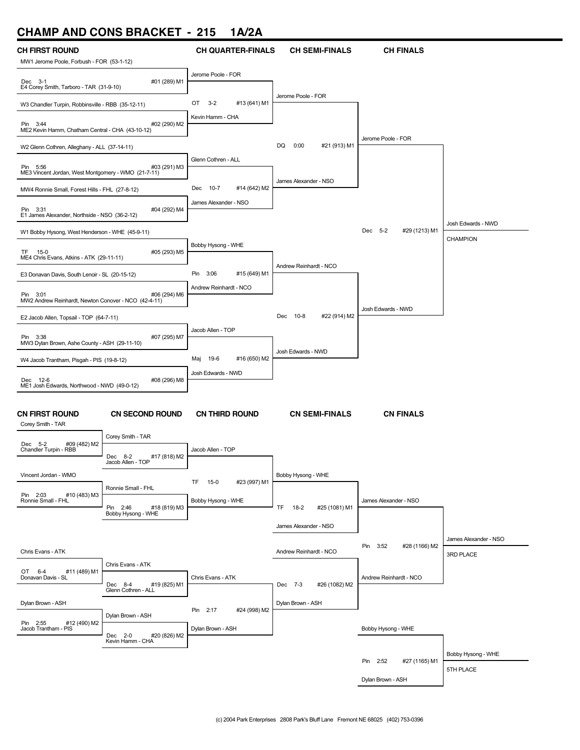# CHAMP AND CONS BRACKET - 215 1A/2A

## CH FIRST ROUND

| Match | Wrestler 1 | Wrestler 2 | Result | Winner |
|---|---|---|---|---|
| #01 (289) M1 | MW1 Jerome Poole, Forbush - FOR (53-1-12) | E4 Corey Smith, Tarboro - TAR (31-9-10) | Dec 3-1 | Jerome Poole - FOR |
| #02 (290) M2 | W3 Chandler Turpin, Robbinsville - RBB (35-12-11) | ME2 Kevin Hamm, Chatham Central - CHA (43-10-12) | Pin 3:44 | Kevin Hamm - CHA |
| #03 (291) M3 | W2 Glenn Cothren, Alleghany - ALL (37-14-11) | ME3 Vincent Jordan, West Montgomery - WMO (21-7-11) | Pin 5:56 | Glenn Cothren - ALL |
| #04 (292) M4 | MW4 Ronnie Small, Forest Hills - FHL (27-8-12) | E1 James Alexander, Northside - NSO (36-2-12) | Pin 3:31 | James Alexander - NSO |
| #05 (293) M5 | W1 Bobby Hysong, West Henderson - WHE (45-9-11) | ME4 Chris Evans, Atkins - ATK (29-11-11) | TF 15-0 | Bobby Hysong - WHE |
| #06 (294) M6 | E3 Donavan Davis, South Lenoir - SL (20-15-12) | MW2 Andrew Reinhardt, Newton Conover - NCO (42-4-11) | Pin 3:01 | Andrew Reinhardt - NCO |
| #07 (295) M7 | E2 Jacob Allen, Topsail - TOP (64-7-11) | MW3 Dylan Brown, Ashe County - ASH (29-11-10) | Pin 3:38 | Jacob Allen - TOP |
| #08 (296) M8 | W4 Jacob Trantham, Pisgah - PIS (19-8-12) | ME1 Josh Edwards, Northwood - NWD (49-0-12) | Dec 12-6 | Josh Edwards - NWD |

## CH QUARTER-FINALS

| Match | Wrestler 1 | Wrestler 2 | Result | Winner |
|---|---|---|---|---|
| #13 (641) M1 | Jerome Poole - FOR | Kevin Hamm - CHA | OT 3-2 | Jerome Poole - FOR |
| #14 (642) M2 | Glenn Cothren - ALL | James Alexander - NSO | Dec 10-7 | James Alexander - NSO |
| #15 (649) M1 | Bobby Hysong - WHE | Andrew Reinhardt - NCO | Pin 3:06 | Andrew Reinhardt - NCO |
| #16 (650) M2 | Jacob Allen - TOP | Josh Edwards - NWD | Maj 19-6 | Josh Edwards - NWD |

## CH SEMI-FINALS

| Match | Wrestler 1 | Wrestler 2 | Result | Winner |
|---|---|---|---|---|
| #21 (913) M1 | Jerome Poole - FOR | James Alexander - NSO | DQ 0:00 | Jerome Poole - FOR |
| #22 (914) M2 | Andrew Reinhardt - NCO | Josh Edwards - NWD | Dec 10-8 | Josh Edwards - NWD |

## CH FINALS

| Match | Wrestler 1 | Wrestler 2 | Result | Winner |
|---|---|---|---|---|
| #29 (1213) M1 | Jerome Poole - FOR | Josh Edwards - NWD | Dec 5-2 | Josh Edwards - NWD |

**CHAMPION:** Josh Edwards - NWD

## CN FIRST ROUND

| Match | Wrestler 1 | Wrestler 2 | Result | Winner |
|---|---|---|---|---|
| #09 (482) M2 | Corey Smith - TAR | Chandler Turpin - RBB | Dec 5-2 | Corey Smith - TAR |
| #10 (483) M3 | Vincent Jordan - WMO | Ronnie Small - FHL | Pin 2:03 | Ronnie Small - FHL |
| #11 (489) M1 | Chris Evans - ATK | Donavan Davis - SL | OT 6-4 | Chris Evans - ATK |
| #12 (490) M2 | Dylan Brown - ASH | Jacob Trantham - PIS | Pin 2:55 | Dylan Brown - ASH |

## CN SECOND ROUND

| Match | Wrestler 1 | Wrestler 2 | Result | Winner |
|---|---|---|---|---|
| #17 (818) M2 | Corey Smith - TAR | Jacob Allen - TOP | Dec 8-2 | Jacob Allen - TOP |
| #18 (819) M3 | Ronnie Small - FHL | Bobby Hysong - WHE | Pin 2:46 | Bobby Hysong - WHE |
| #19 (825) M1 | Chris Evans - ATK | Glenn Cothren - ALL | Dec 8-4 | Chris Evans - ATK |
| #20 (826) M2 | Dylan Brown - ASH | Kevin Hamm - CHA | Dec 2-0 | Dylan Brown - ASH |

## CN THIRD ROUND

| Match | Wrestler 1 | Wrestler 2 | Result | Winner |
|---|---|---|---|---|
| #23 (997) M1 | Jacob Allen - TOP | Bobby Hysong - WHE | TF 15-0 | Bobby Hysong - WHE |
| #24 (998) M2 | Chris Evans - ATK | Dylan Brown - ASH | Pin 2:17 | Dylan Brown - ASH |

## CN SEMI-FINALS

| Match | Wrestler 1 | Wrestler 2 | Result | Winner |
|---|---|---|---|---|
| #25 (1081) M1 | Bobby Hysong - WHE | James Alexander - NSO | TF 18-2 | James Alexander - NSO |
| #26 (1082) M2 | Andrew Reinhardt - NCO | Dylan Brown - ASH | Dec 7-3 | Andrew Reinhardt - NCO |

## CN FINALS

| Match | Wrestler 1 | Wrestler 2 | Result | Winner |
|---|---|---|---|---|
| #28 (1166) M2 | James Alexander - NSO | Andrew Reinhardt - NCO | Pin 3:52 | James Alexander - NSO |
| #27 (1165) M1 | Bobby Hysong - WHE | Dylan Brown - ASH | Pin 2:52 | Bobby Hysong - WHE |

**3RD PLACE:** James Alexander - NSO

**5TH PLACE:** Bobby Hysong - WHE

(c) 2004 Park Enterprises 2808 Park's Bluff Lane Fremont NE 68025 (402) 753-0396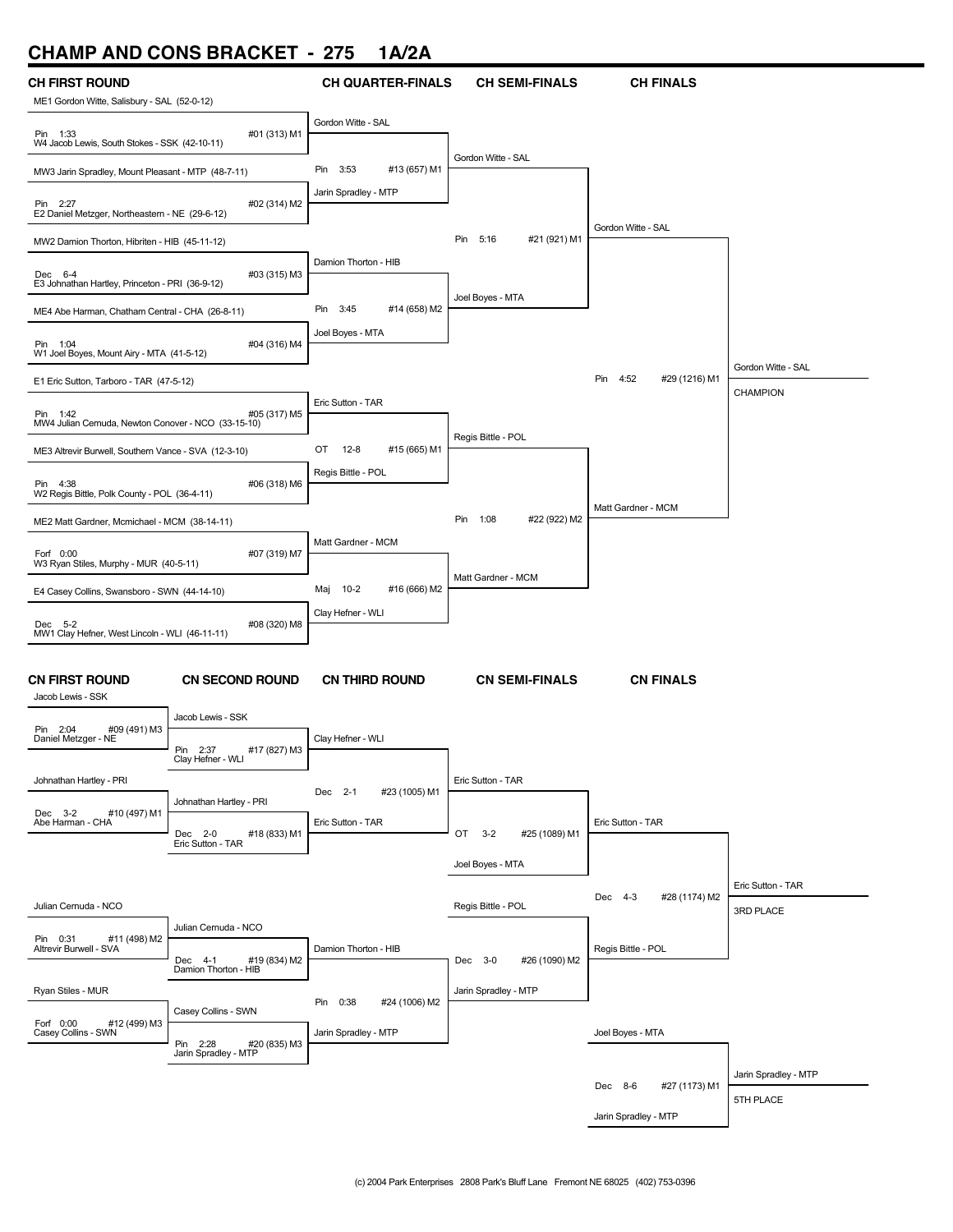# CHAMP AND CONS BRACKET - 275 1A/2A

## CH FIRST ROUND

ME1 Gordon Witte, Salisbury - SAL (52-0-12)
Pin 1:33 #01 (313) M1
W4 Jacob Lewis, South Stokes - SSK (42-10-11)

MW3 Jarin Spradley, Mount Pleasant - MTP (48-7-11)
Pin 2:27 #02 (314) M2
E2 Daniel Metzger, Northeastern - NE (29-6-12)

MW2 Damion Thorton, Hibriten - HIB (45-11-12)
Dec 6-4 #03 (315) M3
E3 Johnathan Hartley, Princeton - PRI (36-9-12)

ME4 Abe Harman, Chatham Central - CHA (26-8-11)
Pin 1:04 #04 (316) M4
W1 Joel Boyes, Mount Airy - MTA (41-5-12)

E1 Eric Sutton, Tarboro - TAR (47-5-12)
Pin 1:42 #05 (317) M5
MW4 Julian Cernuda, Newton Conover - NCO (33-15-10)

ME3 Altrevir Burwell, Southern Vance - SVA (12-3-10)
Pin 4:38 #06 (318) M6
W2 Regis Bittle, Polk County - POL (36-4-11)

ME2 Matt Gardner, Mcmichael - MCM (38-14-11)
Forf 0:00 #07 (319) M7
W3 Ryan Stiles, Murphy - MUR (40-5-11)

E4 Casey Collins, Swansboro - SWN (44-14-10)
Dec 5-2 #08 (320) M8
MW1 Clay Hefner, West Lincoln - WLI (46-11-11)

## CH QUARTER-FINALS

Gordon Witte - SAL
Pin 3:53 #13 (657) M1
Jarin Spradley - MTP

Damion Thorton - HIB
Pin 3:45 #14 (658) M2
Joel Boyes - MTA

Eric Sutton - TAR
OT 12-8 #15 (665) M1
Regis Bittle - POL

Matt Gardner - MCM
Maj 10-2 #16 (666) M2
Clay Hefner - WLI

## CH SEMI-FINALS

Gordon Witte - SAL
Pin 5:16 #21 (921) M1
Joel Boyes - MTA

Regis Bittle - POL
Pin 1:08 #22 (922) M2
Matt Gardner - MCM

## CH FINALS

Gordon Witte - SAL
Pin 4:52 #29 (1216) M1
Matt Gardner - MCM

Gordon Witte - SAL
CHAMPION

## CN FIRST ROUND

Jacob Lewis - SSK
Pin 2:04 #09 (491) M3
Daniel Metzger - NE

Johnathan Hartley - PRI
Dec 3-2 #10 (497) M1
Abe Harman - CHA

Julian Cernuda - NCO
Pin 0:31 #11 (498) M2
Altrevir Burwell - SVA

Ryan Stiles - MUR
Forf 0:00 #12 (499) M3
Casey Collins - SWN

## CN SECOND ROUND

Jacob Lewis - SSK
Pin 2:37 #17 (827) M3
Clay Hefner - WLI

Johnathan Hartley - PRI
Dec 2-0 #18 (833) M1
Eric Sutton - TAR

Julian Cernuda - NCO
Dec 4-1 #19 (834) M2
Damion Thorton - HIB

Casey Collins - SWN
Pin 2:28 #20 (835) M3
Jarin Spradley - MTP

## CN THIRD ROUND

Clay Hefner - WLI
Dec 2-1 #23 (1005) M1
Eric Sutton - TAR

Damion Thorton - HIB
Pin 0:38 #24 (1006) M2
Jarin Spradley - MTP

## CN SEMI-FINALS

Eric Sutton - TAR
OT 3-2 #25 (1089) M1
Joel Boyes - MTA

Regis Bittle - POL
Dec 3-0 #26 (1090) M2
Jarin Spradley - MTP

## CN FINALS

Eric Sutton - TAR
Dec 4-3 #28 (1174) M2
Regis Bittle - POL

Eric Sutton - TAR
3RD PLACE

Joel Boyes - MTA
Dec 8-6 #27 (1173) M1
Jarin Spradley - MTP

Jarin Spradley - MTP
5TH PLACE

(c) 2004 Park Enterprises 2808 Park's Bluff Lane Fremont NE 68025 (402) 753-0396